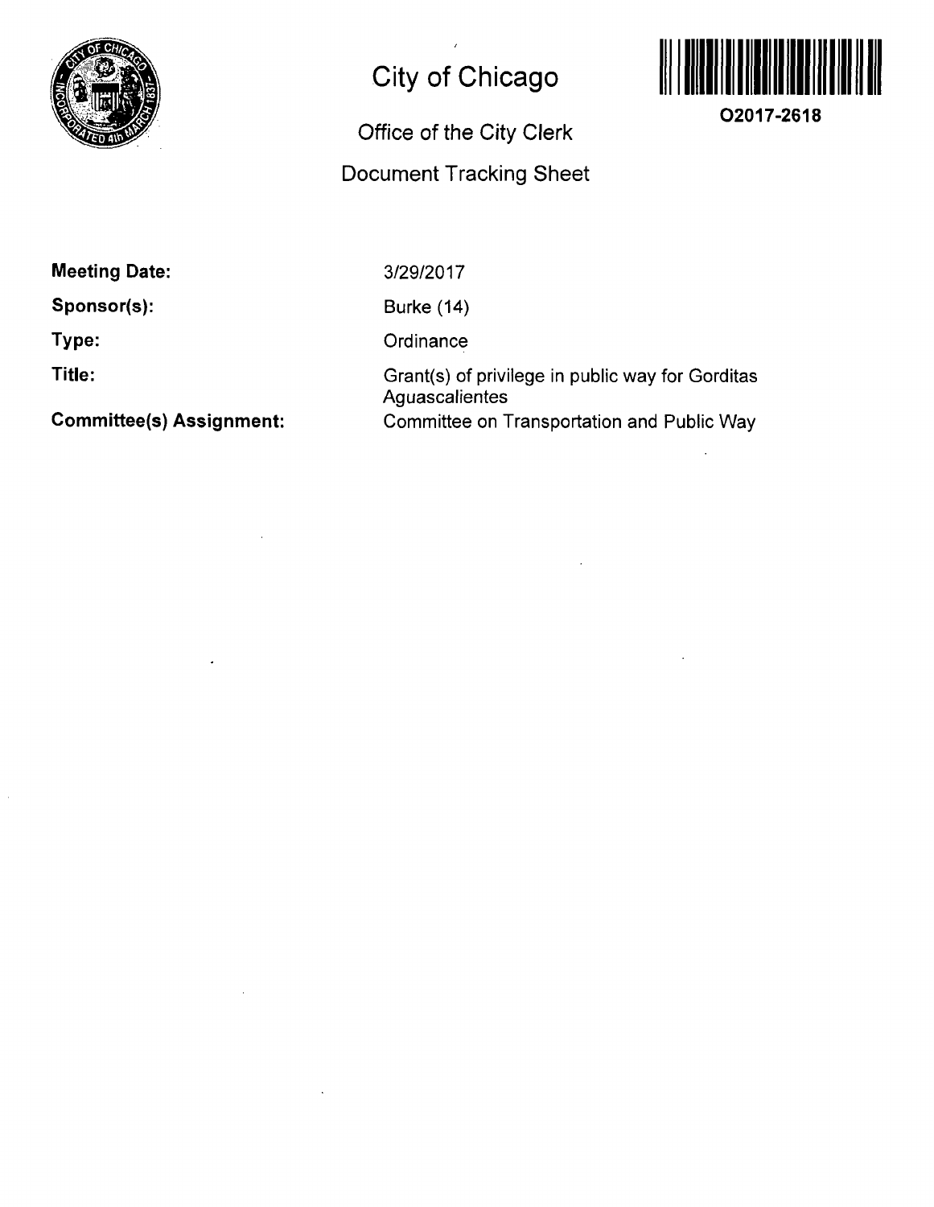# City of Chicago

O2017-2618

## Office of the City Clerk

## Document Tracking Sheet

**Meeting Date:** 3/29/2017

**Sponsor(s):** Burke (14)

**Type:** Ordinance

**Title:** Grant(s) of privilege in public way for Gorditas Aguascalientes

**Committee(s) Assignment:** Committee on Transportation and Public Way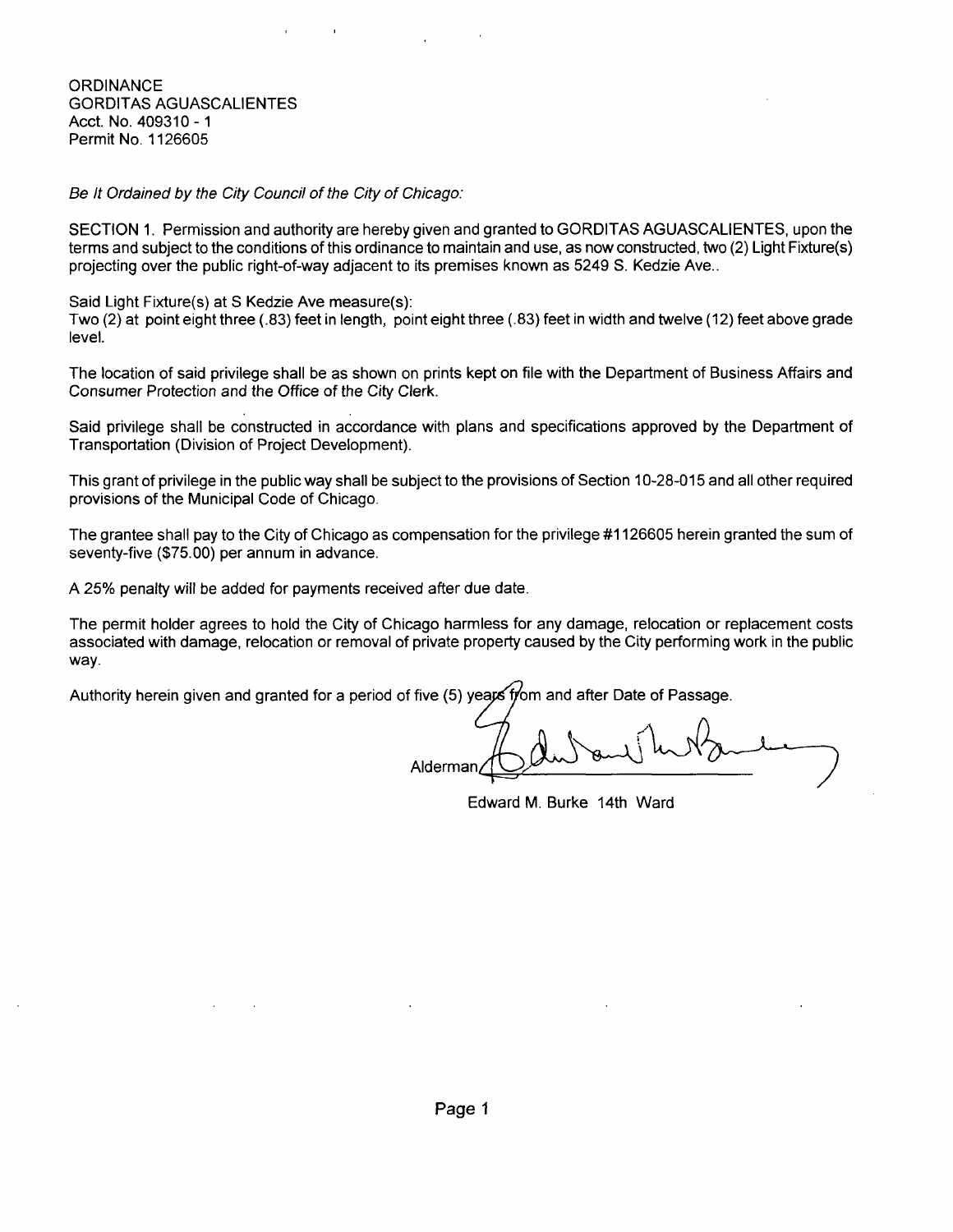ORDINANCE
GORDITAS AGUASCALIENTES
Acct. No. 409310 - 1
Permit No. 1126605

*Be It Ordained by the City Council of the City of Chicago:*

SECTION 1. Permission and authority are hereby given and granted to GORDITAS AGUASCALIENTES, upon the terms and subject to the conditions of this ordinance to maintain and use, as now constructed, two (2) Light Fixture(s) projecting over the public right-of-way adjacent to its premises known as 5249 S. Kedzie Ave..

Said Light Fixture(s) at S Kedzie Ave measure(s):
Two (2) at point eight three (.83) feet in length, point eight three (.83) feet in width and twelve (12) feet above grade level.

The location of said privilege shall be as shown on prints kept on file with the Department of Business Affairs and Consumer Protection and the Office of the City Clerk.

Said privilege shall be constructed in accordance with plans and specifications approved by the Department of Transportation (Division of Project Development).

This grant of privilege in the public way shall be subject to the provisions of Section 10-28-015 and all other required provisions of the Municipal Code of Chicago.

The grantee shall pay to the City of Chicago as compensation for the privilege #1126605 herein granted the sum of seventy-five ($75.00) per annum in advance.

A 25% penalty will be added for payments received after due date.

The permit holder agrees to hold the City of Chicago harmless for any damage, relocation or replacement costs associated with damage, relocation or removal of private property caused by the City performing work in the public way.

Authority herein given and granted for a period of five (5) years from and after Date of Passage.

Alderman ____________________

Edward M. Burke 14th Ward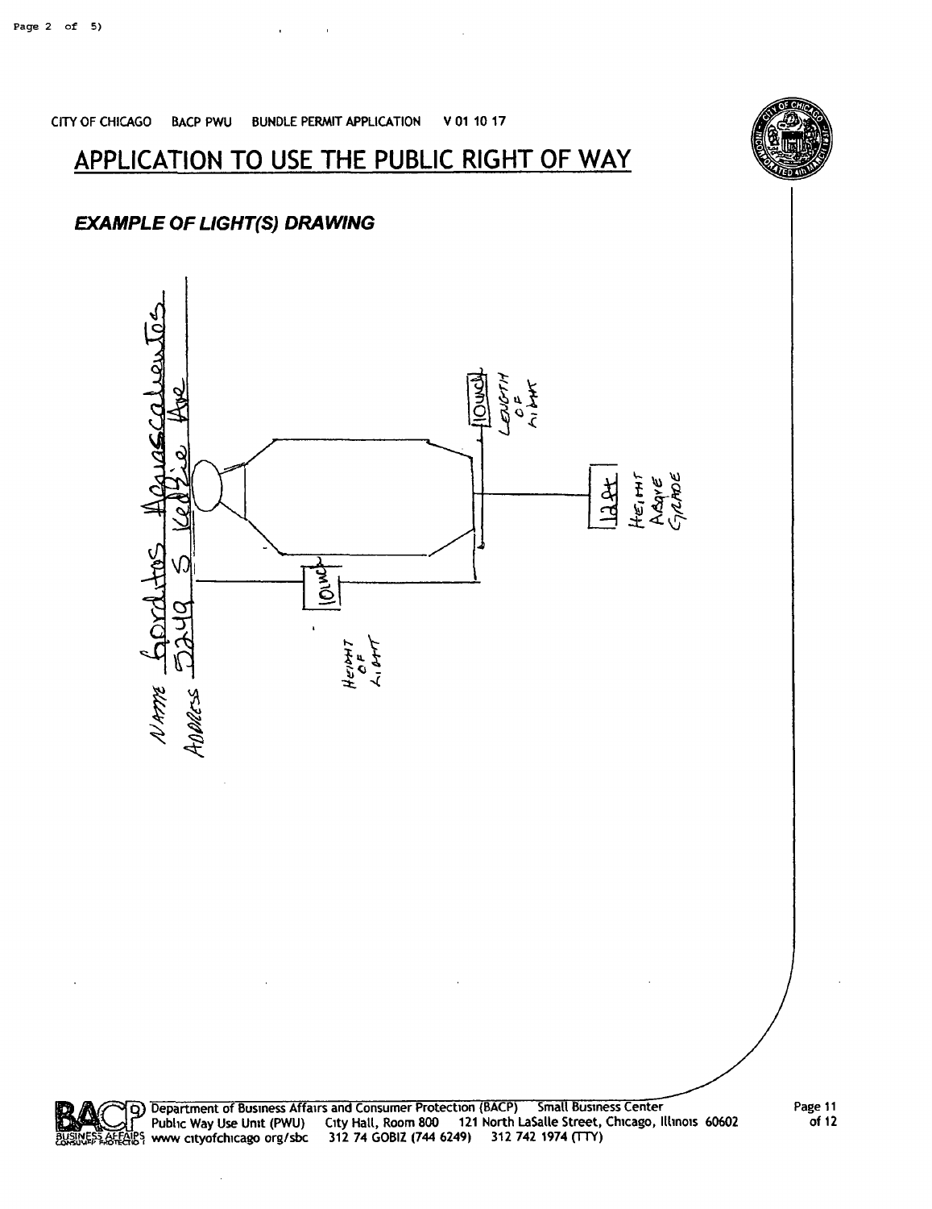CITY OF CHICAGO BACP PWU BUNDLE PERMIT APPLICATION V 01 10 17

# APPLICATION TO USE THE PUBLIC RIGHT OF WAY

## *EXAMPLE OF LIGHT(S) DRAWING*

NAME Gorditos Aguascalientes

ADDRESS 5249 S Kedzie Ave

10inch LENGTH OF LIGHT

12ft HEIGHT ABOVE GRADE

10inch HEIGHT OF LIGHT

Department of Business Affairs and Consumer Protection (BACP) Small Business Center
Public Way Use Unit (PWU) City Hall, Room 800 121 North LaSalle Street, Chicago, Illinois 60602
www cityofchicago org/sbc 312 74 GOBIZ (744 6249) 312 742 1974 (TTY)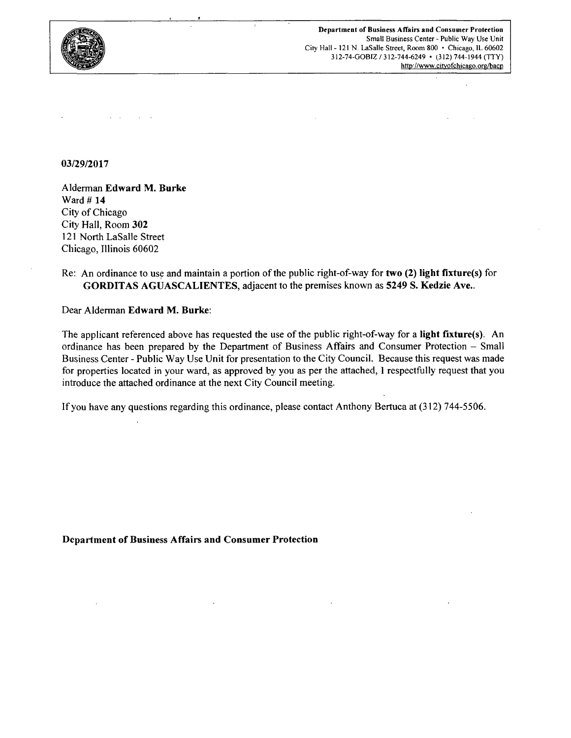**Department of Business Affairs and Consumer Protection**
Small Business Center - Public Way Use Unit
City Hall - 121 N. LaSalle Street, Room 800 • Chicago, IL 60602
312-74-GOBIZ / 312-744-6249 • (312) 744-1944 (TTY)
http://www.cityofchicago.org/bacp

**03/29/2017**

Alderman **Edward M. Burke**
Ward # **14**
City of Chicago
City Hall, Room **302**
121 North LaSalle Street
Chicago, Illinois 60602

Re: An ordinance to use and maintain a portion of the public right-of-way for **two (2) light fixture(s)** for **GORDITAS AGUASCALIENTES**, adjacent to the premises known as **5249 S. Kedzie Ave.**.

Dear Alderman **Edward M. Burke**:

The applicant referenced above has requested the use of the public right-of-way for a **light fixture(s)**. An ordinance has been prepared by the Department of Business Affairs and Consumer Protection – Small Business Center - Public Way Use Unit for presentation to the City Council. Because this request was made for properties located in your ward, as approved by you as per the attached, I respectfully request that you introduce the attached ordinance at the next City Council meeting.

If you have any questions regarding this ordinance, please contact Anthony Bertuca at (312) 744-5506.

**Department of Business Affairs and Consumer Protection**